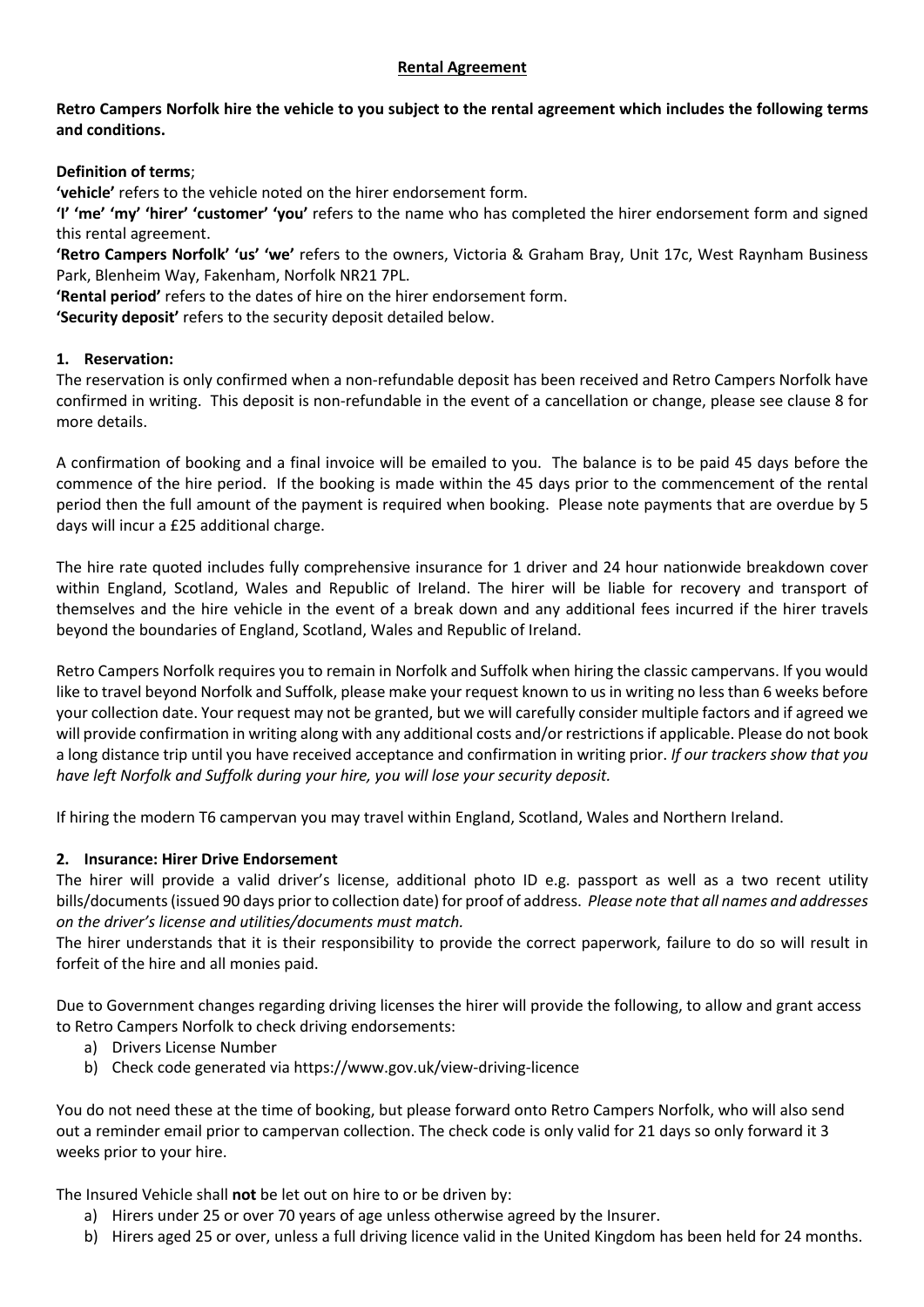# Rental Agreement

**Retro Campers Norfolk hire the vehicle to you subject to the rental agreement which includes the following terms and conditions.**

**Definition of terms**;

**'vehicle'** refers to the vehicle noted on the hirer endorsement form.

**'I' 'me' 'my' 'hirer' 'customer' 'you'** refers to the name who has completed the hirer endorsement form and signed this rental agreement.

**'Retro Campers Norfolk' 'us' 'we'** refers to the owners, Victoria & Graham Bray, Unit 17c, West Raynham Business Park, Blenheim Way, Fakenham, Norfolk NR21 7PL.

**'Rental period'** refers to the dates of hire on the hirer endorsement form.

**'Security deposit'** refers to the security deposit detailed below.

## 1. Reservation:

The reservation is only confirmed when a non-refundable deposit has been received and Retro Campers Norfolk have confirmed in writing. This deposit is non-refundable in the event of a cancellation or change, please see clause 8 for more details.

A confirmation of booking and a final invoice will be emailed to you. The balance is to be paid 45 days before the commence of the hire period. If the booking is made within the 45 days prior to the commencement of the rental period then the full amount of the payment is required when booking. Please note payments that are overdue by 5 days will incur a £25 additional charge.

The hire rate quoted includes fully comprehensive insurance for 1 driver and 24 hour nationwide breakdown cover within England, Scotland, Wales and Republic of Ireland. The hirer will be liable for recovery and transport of themselves and the hire vehicle in the event of a break down and any additional fees incurred if the hirer travels beyond the boundaries of England, Scotland, Wales and Republic of Ireland.

Retro Campers Norfolk requires you to remain in Norfolk and Suffolk when hiring the classic campervans. If you would like to travel beyond Norfolk and Suffolk, please make your request known to us in writing no less than 6 weeks before your collection date. Your request may not be granted, but we will carefully consider multiple factors and if agreed we will provide confirmation in writing along with any additional costs and/or restrictions if applicable. Please do not book a long distance trip until you have received acceptance and confirmation in writing prior. *If our trackers show that you have left Norfolk and Suffolk during your hire, you will lose your security deposit.*

If hiring the modern T6 campervan you may travel within England, Scotland, Wales and Northern Ireland.

## 2. Insurance: Hirer Drive Endorsement

The hirer will provide a valid driver's license, additional photo ID e.g. passport as well as a two recent utility bills/documents (issued 90 days prior to collection date) for proof of address. *Please note that all names and addresses on the driver's license and utilities/documents must match.*

The hirer understands that it is their responsibility to provide the correct paperwork, failure to do so will result in forfeit of the hire and all monies paid.

Due to Government changes regarding driving licenses the hirer will provide the following, to allow and grant access to Retro Campers Norfolk to check driving endorsements:

a) Drivers License Number
b) Check code generated via https://www.gov.uk/view-driving-licence

You do not need these at the time of booking, but please forward onto Retro Campers Norfolk, who will also send out a reminder email prior to campervan collection. The check code is only valid for 21 days so only forward it 3 weeks prior to your hire.

The Insured Vehicle shall **not** be let out on hire to or be driven by:

a) Hirers under 25 or over 70 years of age unless otherwise agreed by the Insurer.
b) Hirers aged 25 or over, unless a full driving licence valid in the United Kingdom has been held for 24 months.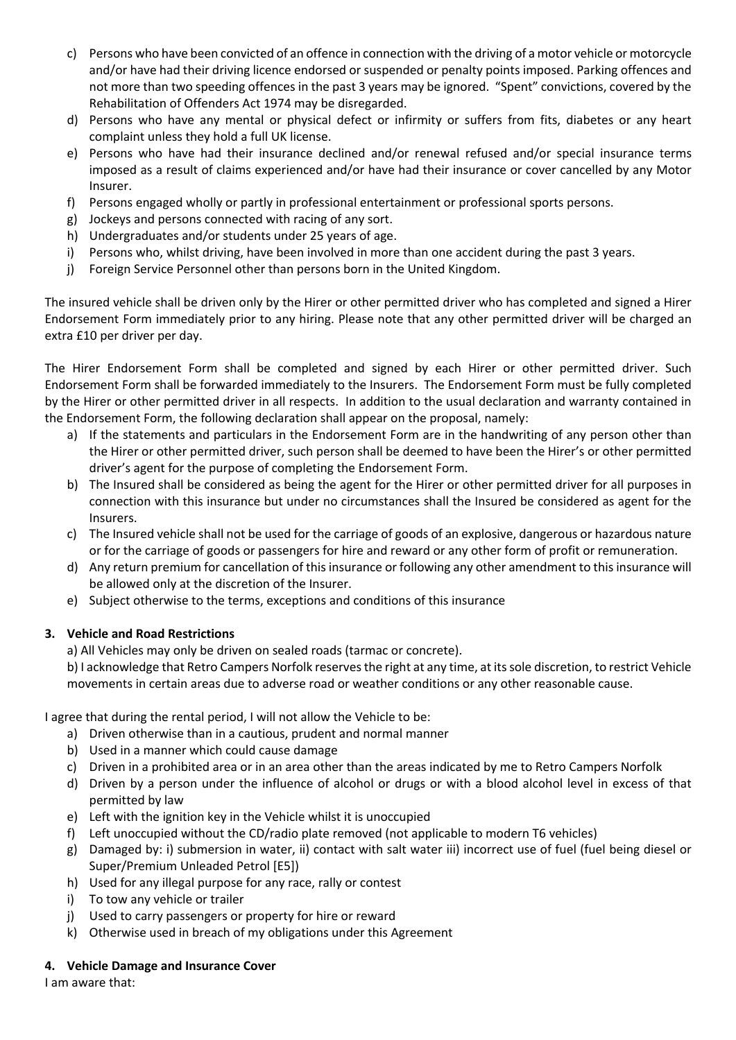c) Persons who have been convicted of an offence in connection with the driving of a motor vehicle or motorcycle and/or have had their driving licence endorsed or suspended or penalty points imposed. Parking offences and not more than two speeding offences in the past 3 years may be ignored. "Spent" convictions, covered by the Rehabilitation of Offenders Act 1974 may be disregarded.

d) Persons who have any mental or physical defect or infirmity or suffers from fits, diabetes or any heart complaint unless they hold a full UK license.

e) Persons who have had their insurance declined and/or renewal refused and/or special insurance terms imposed as a result of claims experienced and/or have had their insurance or cover cancelled by any Motor Insurer.

f) Persons engaged wholly or partly in professional entertainment or professional sports persons.

g) Jockeys and persons connected with racing of any sort.

h) Undergraduates and/or students under 25 years of age.

i) Persons who, whilst driving, have been involved in more than one accident during the past 3 years.

j) Foreign Service Personnel other than persons born in the United Kingdom.

The insured vehicle shall be driven only by the Hirer or other permitted driver who has completed and signed a Hirer Endorsement Form immediately prior to any hiring. Please note that any other permitted driver will be charged an extra £10 per driver per day.

The Hirer Endorsement Form shall be completed and signed by each Hirer or other permitted driver. Such Endorsement Form shall be forwarded immediately to the Insurers. The Endorsement Form must be fully completed by the Hirer or other permitted driver in all respects. In addition to the usual declaration and warranty contained in the Endorsement Form, the following declaration shall appear on the proposal, namely:

a) If the statements and particulars in the Endorsement Form are in the handwriting of any person other than the Hirer or other permitted driver, such person shall be deemed to have been the Hirer's or other permitted driver's agent for the purpose of completing the Endorsement Form.
b) The Insured shall be considered as being the agent for the Hirer or other permitted driver for all purposes in connection with this insurance but under no circumstances shall the Insured be considered as agent for the Insurers.
c) The Insured vehicle shall not be used for the carriage of goods of an explosive, dangerous or hazardous nature or for the carriage of goods or passengers for hire and reward or any other form of profit or remuneration.
d) Any return premium for cancellation of this insurance or following any other amendment to this insurance will be allowed only at the discretion of the Insurer.
e) Subject otherwise to the terms, exceptions and conditions of this insurance

### 3. Vehicle and Road Restrictions

a) All Vehicles may only be driven on sealed roads (tarmac or concrete).

b) I acknowledge that Retro Campers Norfolk reserves the right at any time, at its sole discretion, to restrict Vehicle movements in certain areas due to adverse road or weather conditions or any other reasonable cause.

I agree that during the rental period, I will not allow the Vehicle to be:

a) Driven otherwise than in a cautious, prudent and normal manner
b) Used in a manner which could cause damage
c) Driven in a prohibited area or in an area other than the areas indicated by me to Retro Campers Norfolk
d) Driven by a person under the influence of alcohol or drugs or with a blood alcohol level in excess of that permitted by law
e) Left with the ignition key in the Vehicle whilst it is unoccupied
f) Left unoccupied without the CD/radio plate removed (not applicable to modern T6 vehicles)
g) Damaged by: i) submersion in water, ii) contact with salt water iii) incorrect use of fuel (fuel being diesel or Super/Premium Unleaded Petrol [E5])
h) Used for any illegal purpose for any race, rally or contest
i) To tow any vehicle or trailer
j) Used to carry passengers or property for hire or reward
k) Otherwise used in breach of my obligations under this Agreement

### 4. Vehicle Damage and Insurance Cover

I am aware that: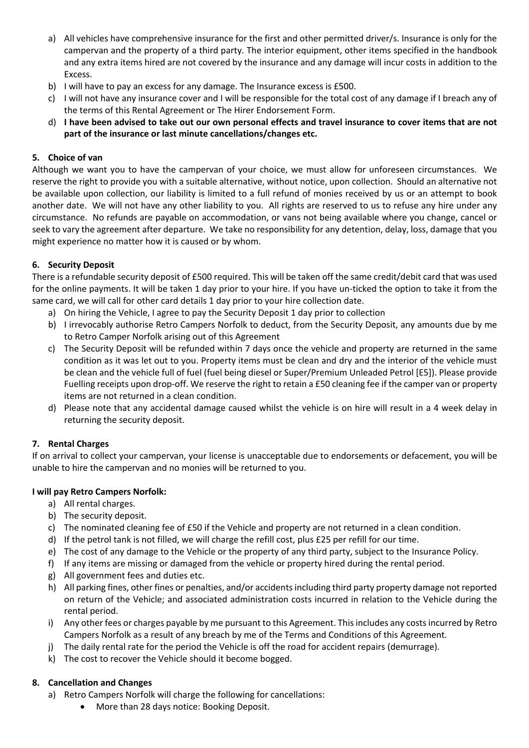a) All vehicles have comprehensive insurance for the first and other permitted driver/s. Insurance is only for the campervan and the property of a third party. The interior equipment, other items specified in the handbook and any extra items hired are not covered by the insurance and any damage will incur costs in addition to the Excess.
b) I will have to pay an excess for any damage. The Insurance excess is £500.
c) I will not have any insurance cover and I will be responsible for the total cost of any damage if I breach any of the terms of this Rental Agreement or The Hirer Endorsement Form.
d) **I have been advised to take out our own personal effects and travel insurance to cover items that are not part of the insurance or last minute cancellations/changes etc.**

## 5. Choice of van

Although we want you to have the campervan of your choice, we must allow for unforeseen circumstances. We reserve the right to provide you with a suitable alternative, without notice, upon collection. Should an alternative not be available upon collection, our liability is limited to a full refund of monies received by us or an attempt to book another date. We will not have any other liability to you. All rights are reserved to us to refuse any hire under any circumstance. No refunds are payable on accommodation, or vans not being available where you change, cancel or seek to vary the agreement after departure. We take no responsibility for any detention, delay, loss, damage that you might experience no matter how it is caused or by whom.

## 6. Security Deposit

There is a refundable security deposit of £500 required. This will be taken off the same credit/debit card that was used for the online payments. It will be taken 1 day prior to your hire. If you have un-ticked the option to take it from the same card, we will call for other card details 1 day prior to your hire collection date.

a) On hiring the Vehicle, I agree to pay the Security Deposit 1 day prior to collection
b) I irrevocably authorise Retro Campers Norfolk to deduct, from the Security Deposit, any amounts due by me to Retro Camper Norfolk arising out of this Agreement
c) The Security Deposit will be refunded within 7 days once the vehicle and property are returned in the same condition as it was let out to you. Property items must be clean and dry and the interior of the vehicle must be clean and the vehicle full of fuel (fuel being diesel or Super/Premium Unleaded Petrol [E5]). Please provide Fuelling receipts upon drop-off. We reserve the right to retain a £50 cleaning fee if the camper van or property items are not returned in a clean condition.
d) Please note that any accidental damage caused whilst the vehicle is on hire will result in a 4 week delay in returning the security deposit.

## 7. Rental Charges

If on arrival to collect your campervan, your license is unacceptable due to endorsements or defacement, you will be unable to hire the campervan and no monies will be returned to you.

**I will pay Retro Campers Norfolk:**

a) All rental charges.
b) The security deposit.
c) The nominated cleaning fee of £50 if the Vehicle and property are not returned in a clean condition.
d) If the petrol tank is not filled, we will charge the refill cost, plus £25 per refill for our time.
e) The cost of any damage to the Vehicle or the property of any third party, subject to the Insurance Policy.
f) If any items are missing or damaged from the vehicle or property hired during the rental period.
g) All government fees and duties etc.
h) All parking fines, other fines or penalties, and/or accidents including third party property damage not reported on return of the Vehicle; and associated administration costs incurred in relation to the Vehicle during the rental period.
i) Any other fees or charges payable by me pursuant to this Agreement. This includes any costs incurred by Retro Campers Norfolk as a result of any breach by me of the Terms and Conditions of this Agreement.
j) The daily rental rate for the period the Vehicle is off the road for accident repairs (demurrage).
k) The cost to recover the Vehicle should it become bogged.

## 8. Cancellation and Changes

a) Retro Campers Norfolk will charge the following for cancellations:
    - More than 28 days notice: Booking Deposit.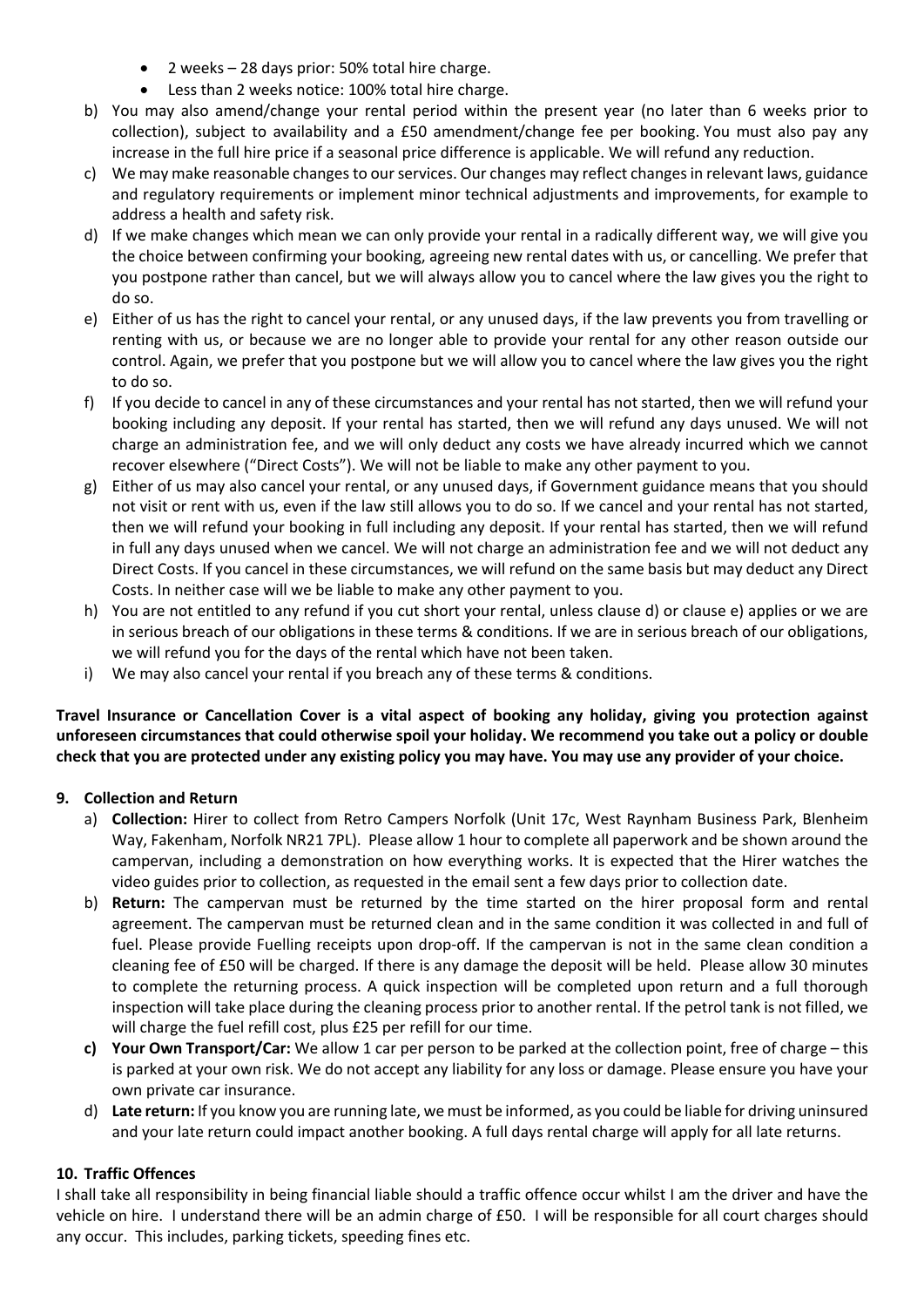- 2 weeks – 28 days prior: 50% total hire charge.
- Less than 2 weeks notice: 100% total hire charge.

b) You may also amend/change your rental period within the present year (no later than 6 weeks prior to collection), subject to availability and a £50 amendment/change fee per booking. You must also pay any increase in the full hire price if a seasonal price difference is applicable. We will refund any reduction.

c) We may make reasonable changes to our services. Our changes may reflect changes in relevant laws, guidance and regulatory requirements or implement minor technical adjustments and improvements, for example to address a health and safety risk.

d) If we make changes which mean we can only provide your rental in a radically different way, we will give you the choice between confirming your booking, agreeing new rental dates with us, or cancelling. We prefer that you postpone rather than cancel, but we will always allow you to cancel where the law gives you the right to do so.

e) Either of us has the right to cancel your rental, or any unused days, if the law prevents you from travelling or renting with us, or because we are no longer able to provide your rental for any other reason outside our control. Again, we prefer that you postpone but we will allow you to cancel where the law gives you the right to do so.

f) If you decide to cancel in any of these circumstances and your rental has not started, then we will refund your booking including any deposit. If your rental has started, then we will refund any days unused. We will not charge an administration fee, and we will only deduct any costs we have already incurred which we cannot recover elsewhere ("Direct Costs"). We will not be liable to make any other payment to you.

g) Either of us may also cancel your rental, or any unused days, if Government guidance means that you should not visit or rent with us, even if the law still allows you to do so. If we cancel and your rental has not started, then we will refund your booking in full including any deposit. If your rental has started, then we will refund in full any days unused when we cancel. We will not charge an administration fee and we will not deduct any Direct Costs. If you cancel in these circumstances, we will refund on the same basis but may deduct any Direct Costs. In neither case will we be liable to make any other payment to you.

h) You are not entitled to any refund if you cut short your rental, unless clause d) or clause e) applies or we are in serious breach of our obligations in these terms & conditions. If we are in serious breach of our obligations, we will refund you for the days of the rental which have not been taken.

i) We may also cancel your rental if you breach any of these terms & conditions.

**Travel Insurance or Cancellation Cover is a vital aspect of booking any holiday, giving you protection against unforeseen circumstances that could otherwise spoil your holiday. We recommend you take out a policy or double check that you are protected under any existing policy you may have. You may use any provider of your choice.**

## 9. Collection and Return

a) **Collection:** Hirer to collect from Retro Campers Norfolk (Unit 17c, West Raynham Business Park, Blenheim Way, Fakenham, Norfolk NR21 7PL). Please allow 1 hour to complete all paperwork and be shown around the campervan, including a demonstration on how everything works. It is expected that the Hirer watches the video guides prior to collection, as requested in the email sent a few days prior to collection date.

b) **Return:** The campervan must be returned by the time started on the hirer proposal form and rental agreement. The campervan must be returned clean and in the same condition it was collected in and full of fuel. Please provide Fuelling receipts upon drop-off. If the campervan is not in the same clean condition a cleaning fee of £50 will be charged. If there is any damage the deposit will be held. Please allow 30 minutes to complete the returning process. A quick inspection will be completed upon return and a full thorough inspection will take place during the cleaning process prior to another rental. If the petrol tank is not filled, we will charge the fuel refill cost, plus £25 per refill for our time.

**c) Your Own Transport/Car:** We allow 1 car per person to be parked at the collection point, free of charge – this is parked at your own risk. We do not accept any liability for any loss or damage. Please ensure you have your own private car insurance.

d) **Late return:** If you know you are running late, we must be informed, as you could be liable for driving uninsured and your late return could impact another booking. A full days rental charge will apply for all late returns.

## 10. Traffic Offences

I shall take all responsibility in being financial liable should a traffic offence occur whilst I am the driver and have the vehicle on hire. I understand there will be an admin charge of £50. I will be responsible for all court charges should any occur. This includes, parking tickets, speeding fines etc.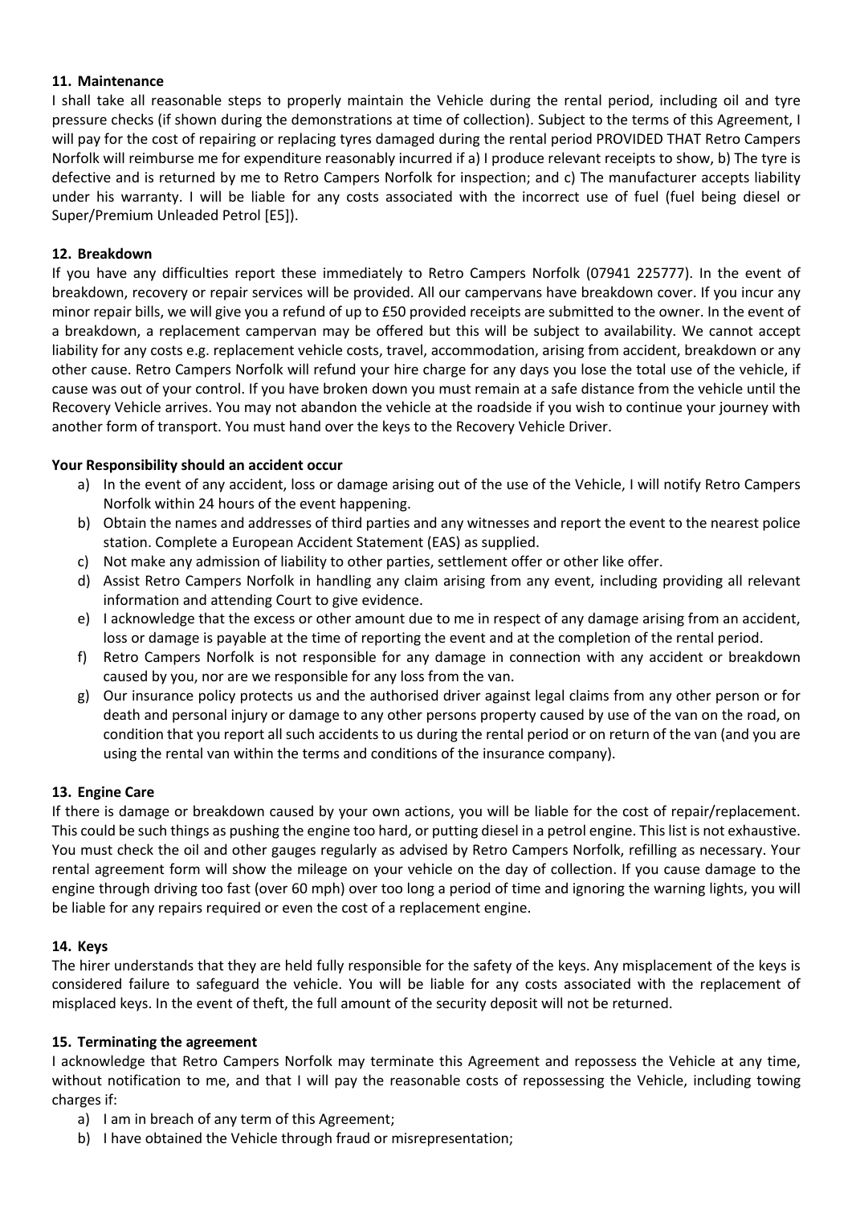## 11. Maintenance

I shall take all reasonable steps to properly maintain the Vehicle during the rental period, including oil and tyre pressure checks (if shown during the demonstrations at time of collection). Subject to the terms of this Agreement, I will pay for the cost of repairing or replacing tyres damaged during the rental period PROVIDED THAT Retro Campers Norfolk will reimburse me for expenditure reasonably incurred if a) I produce relevant receipts to show, b) The tyre is defective and is returned by me to Retro Campers Norfolk for inspection; and c) The manufacturer accepts liability under his warranty. I will be liable for any costs associated with the incorrect use of fuel (fuel being diesel or Super/Premium Unleaded Petrol [E5]).

## 12. Breakdown

If you have any difficulties report these immediately to Retro Campers Norfolk (07941 225777). In the event of breakdown, recovery or repair services will be provided. All our campervans have breakdown cover. If you incur any minor repair bills, we will give you a refund of up to £50 provided receipts are submitted to the owner. In the event of a breakdown, a replacement campervan may be offered but this will be subject to availability. We cannot accept liability for any costs e.g. replacement vehicle costs, travel, accommodation, arising from accident, breakdown or any other cause. Retro Campers Norfolk will refund your hire charge for any days you lose the total use of the vehicle, if cause was out of your control. If you have broken down you must remain at a safe distance from the vehicle until the Recovery Vehicle arrives. You may not abandon the vehicle at the roadside if you wish to continue your journey with another form of transport. You must hand over the keys to the Recovery Vehicle Driver.

**Your Responsibility should an accident occur**

a) In the event of any accident, loss or damage arising out of the use of the Vehicle, I will notify Retro Campers Norfolk within 24 hours of the event happening.
b) Obtain the names and addresses of third parties and any witnesses and report the event to the nearest police station. Complete a European Accident Statement (EAS) as supplied.
c) Not make any admission of liability to other parties, settlement offer or other like offer.
d) Assist Retro Campers Norfolk in handling any claim arising from any event, including providing all relevant information and attending Court to give evidence.
e) I acknowledge that the excess or other amount due to me in respect of any damage arising from an accident, loss or damage is payable at the time of reporting the event and at the completion of the rental period.
f) Retro Campers Norfolk is not responsible for any damage in connection with any accident or breakdown caused by you, nor are we responsible for any loss from the van.
g) Our insurance policy protects us and the authorised driver against legal claims from any other person or for death and personal injury or damage to any other persons property caused by use of the van on the road, on condition that you report all such accidents to us during the rental period or on return of the van (and you are using the rental van within the terms and conditions of the insurance company).

## 13. Engine Care

If there is damage or breakdown caused by your own actions, you will be liable for the cost of repair/replacement. This could be such things as pushing the engine too hard, or putting diesel in a petrol engine. This list is not exhaustive. You must check the oil and other gauges regularly as advised by Retro Campers Norfolk, refilling as necessary. Your rental agreement form will show the mileage on your vehicle on the day of collection. If you cause damage to the engine through driving too fast (over 60 mph) over too long a period of time and ignoring the warning lights, you will be liable for any repairs required or even the cost of a replacement engine.

## 14. Keys

The hirer understands that they are held fully responsible for the safety of the keys. Any misplacement of the keys is considered failure to safeguard the vehicle. You will be liable for any costs associated with the replacement of misplaced keys. In the event of theft, the full amount of the security deposit will not be returned.

## 15. Terminating the agreement

I acknowledge that Retro Campers Norfolk may terminate this Agreement and repossess the Vehicle at any time, without notification to me, and that I will pay the reasonable costs of repossessing the Vehicle, including towing charges if:

a) I am in breach of any term of this Agreement;
b) I have obtained the Vehicle through fraud or misrepresentation;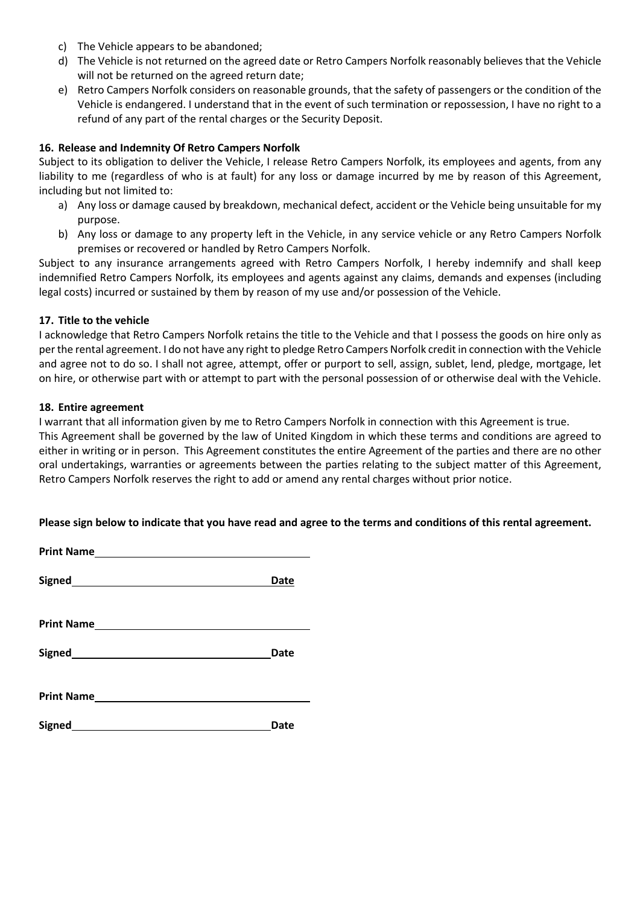c) The Vehicle appears to be abandoned;
d) The Vehicle is not returned on the agreed date or Retro Campers Norfolk reasonably believes that the Vehicle will not be returned on the agreed return date;
e) Retro Campers Norfolk considers on reasonable grounds, that the safety of passengers or the condition of the Vehicle is endangered. I understand that in the event of such termination or repossession, I have no right to a refund of any part of the rental charges or the Security Deposit.

**16. Release and Indemnity Of Retro Campers Norfolk**

Subject to its obligation to deliver the Vehicle, I release Retro Campers Norfolk, its employees and agents, from any liability to me (regardless of who is at fault) for any loss or damage incurred by me by reason of this Agreement, including but not limited to:

a) Any loss or damage caused by breakdown, mechanical defect, accident or the Vehicle being unsuitable for my purpose.
b) Any loss or damage to any property left in the Vehicle, in any service vehicle or any Retro Campers Norfolk premises or recovered or handled by Retro Campers Norfolk.

Subject to any insurance arrangements agreed with Retro Campers Norfolk, I hereby indemnify and shall keep indemnified Retro Campers Norfolk, its employees and agents against any claims, demands and expenses (including legal costs) incurred or sustained by them by reason of my use and/or possession of the Vehicle.

**17. Title to the vehicle**

I acknowledge that Retro Campers Norfolk retains the title to the Vehicle and that I possess the goods on hire only as per the rental agreement. I do not have any right to pledge Retro Campers Norfolk credit in connection with the Vehicle and agree not to do so. I shall not agree, attempt, offer or purport to sell, assign, sublet, lend, pledge, mortgage, let on hire, or otherwise part with or attempt to part with the personal possession of or otherwise deal with the Vehicle.

**18. Entire agreement**

I warrant that all information given by me to Retro Campers Norfolk in connection with this Agreement is true.
This Agreement shall be governed by the law of United Kingdom in which these terms and conditions are agreed to either in writing or in person. This Agreement constitutes the entire Agreement of the parties and there are no other oral undertakings, warranties or agreements between the parties relating to the subject matter of this Agreement, Retro Campers Norfolk reserves the right to add or amend any rental charges without prior notice.

**Please sign below to indicate that you have read and agree to the terms and conditions of this rental agreement.**

**Print Name** ____________________________________

**Signed** ________________________________ **Date**

**Print Name** ____________________________________

**Signed** ________________________________ **Date**

**Print Name** ____________________________________

**Signed** ________________________________ **Date**